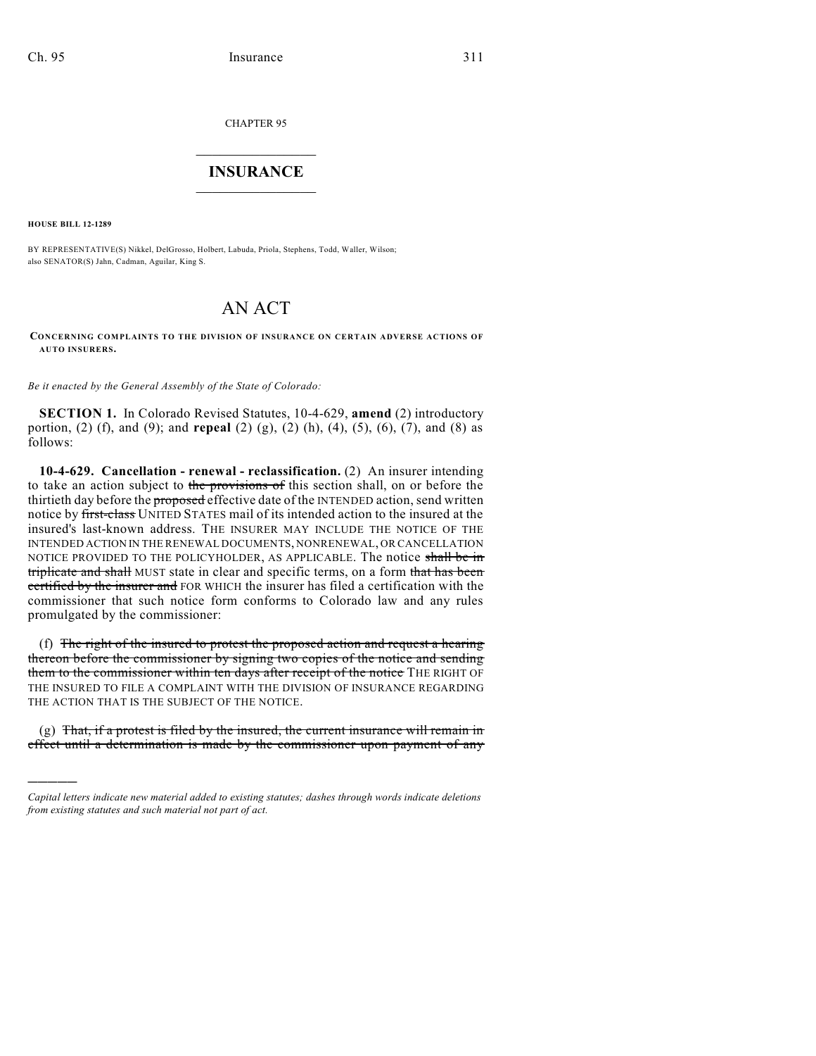CHAPTER 95

# INSURANCE

**HOUSE BILL 12-1289**

BY REPRESENTATIVE(S) Nikkel, DelGrosso, Holbert, Labuda, Priola, Stephens, Todd, Waller, Wilson; also SENATOR(S) Jahn, Cadman, Aguilar, King S.

# AN ACT

**CONCERNING COMPLAINTS TO THE DIVISION OF INSURANCE ON CERTAIN ADVERSE ACTIONS OF AUTO INSURERS.**

*Be it enacted by the General Assembly of the State of Colorado:*

**SECTION 1.** In Colorado Revised Statutes, 10-4-629, **amend** (2) introductory portion, (2) (f), and (9); and **repeal** (2) (g), (2) (h), (4), (5), (6), (7), and (8) as follows:

**10-4-629. Cancellation - renewal - reclassification.** (2) An insurer intending to take an action subject to ~~the provisions of~~ this section shall, on or before the thirtieth day before the ~~proposed~~ effective date of the INTENDED action, send written notice by ~~first-class~~ UNITED STATES mail of its intended action to the insured at the insured's last-known address. THE INSURER MAY INCLUDE THE NOTICE OF THE INTENDED ACTION IN THE RENEWAL DOCUMENTS, NONRENEWAL, OR CANCELLATION NOTICE PROVIDED TO THE POLICYHOLDER, AS APPLICABLE. The notice ~~shall be in triplicate and shall~~ MUST state in clear and specific terms, on a form ~~that has been certified by the insurer and~~ FOR WHICH the insurer has filed a certification with the commissioner that such notice form conforms to Colorado law and any rules promulgated by the commissioner:

(f) ~~The right of the insured to protest the proposed action and request a hearing thereon before the commissioner by signing two copies of the notice and sending them to the commissioner within ten days after receipt of the notice~~ THE RIGHT OF THE INSURED TO FILE A COMPLAINT WITH THE DIVISION OF INSURANCE REGARDING THE ACTION THAT IS THE SUBJECT OF THE NOTICE.

(g) ~~That, if a protest is filed by the insured, the current insurance will remain in effect until a determination is made by the commissioner upon payment of any~~

---

*Capital letters indicate new material added to existing statutes; dashes through words indicate deletions from existing statutes and such material not part of act.*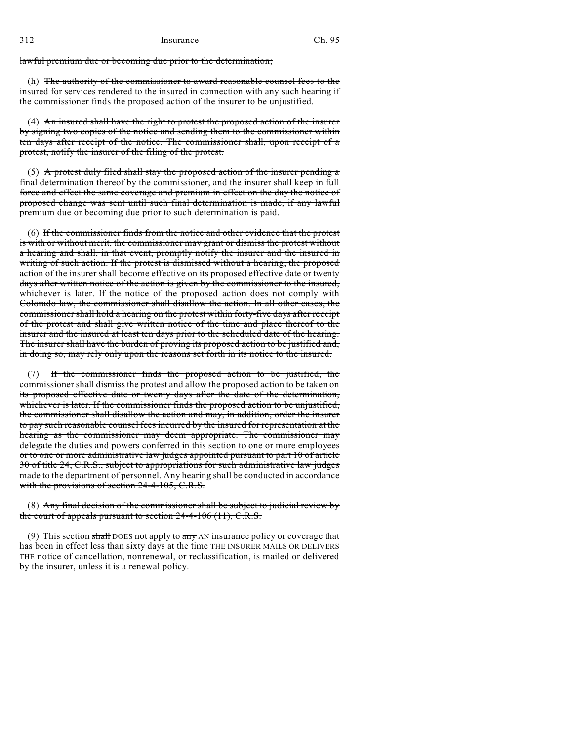lawful premium due or becoming due prior to the determination;

(h) ~~The authority of the commissioner to award reasonable counsel fees to the insured for services rendered to the insured in connection with any such hearing if the commissioner finds the proposed action of the insurer to be unjustified.~~

(4) ~~An insured shall have the right to protest the proposed action of the insurer by signing two copies of the notice and sending them to the commissioner within ten days after receipt of the notice. The commissioner shall, upon receipt of a protest, notify the insurer of the filing of the protest.~~

(5) ~~A protest duly filed shall stay the proposed action of the insurer pending a final determination thereof by the commissioner, and the insurer shall keep in full force and effect the same coverage and premium in effect on the day the notice of proposed change was sent until such final determination is made, if any lawful premium due or becoming due prior to such determination is paid.~~

(6) ~~If the commissioner finds from the notice and other evidence that the protest is with or without merit, the commissioner may grant or dismiss the protest without a hearing and shall, in that event, promptly notify the insurer and the insured in writing of such action. If the protest is dismissed without a hearing, the proposed action of the insurer shall become effective on its proposed effective date or twenty days after written notice of the action is given by the commissioner to the insured, whichever is later. If the notice of the proposed action does not comply with Colorado law, the commissioner shall disallow the action. In all other cases, the commissioner shall hold a hearing on the protest within forty-five days after receipt of the protest and shall give written notice of the time and place thereof to the insurer and the insured at least ten days prior to the scheduled date of the hearing. The insurer shall have the burden of proving its proposed action to be justified and, in doing so, may rely only upon the reasons set forth in its notice to the insured.~~

(7) ~~If the commissioner finds the proposed action to be justified, the commissioner shall dismiss the protest and allow the proposed action to be taken on its proposed effective date or twenty days after the date of the determination, whichever is later. If the commissioner finds the proposed action to be unjustified, the commissioner shall disallow the action and may, in addition, order the insurer to pay such reasonable counsel fees incurred by the insured for representation at the hearing as the commissioner may deem appropriate. The commissioner may delegate the duties and powers conferred in this section to one or more employees or to one or more administrative law judges appointed pursuant to part 10 of article 30 of title 24, C.R.S., subject to appropriations for such administrative law judges made to the department of personnel. Any hearing shall be conducted in accordance with the provisions of section 24-4-105, C.R.S.~~

(8) ~~Any final decision of the commissioner shall be subject to judicial review by the court of appeals pursuant to section 24-4-106 (11), C.R.S.~~

(9) This section ~~shall~~ DOES not apply to ~~any~~ AN insurance policy or coverage that has been in effect less than sixty days at the time THE INSURER MAILS OR DELIVERS THE notice of cancellation, nonrenewal, or reclassification, ~~is mailed or delivered by the insurer,~~ unless it is a renewal policy.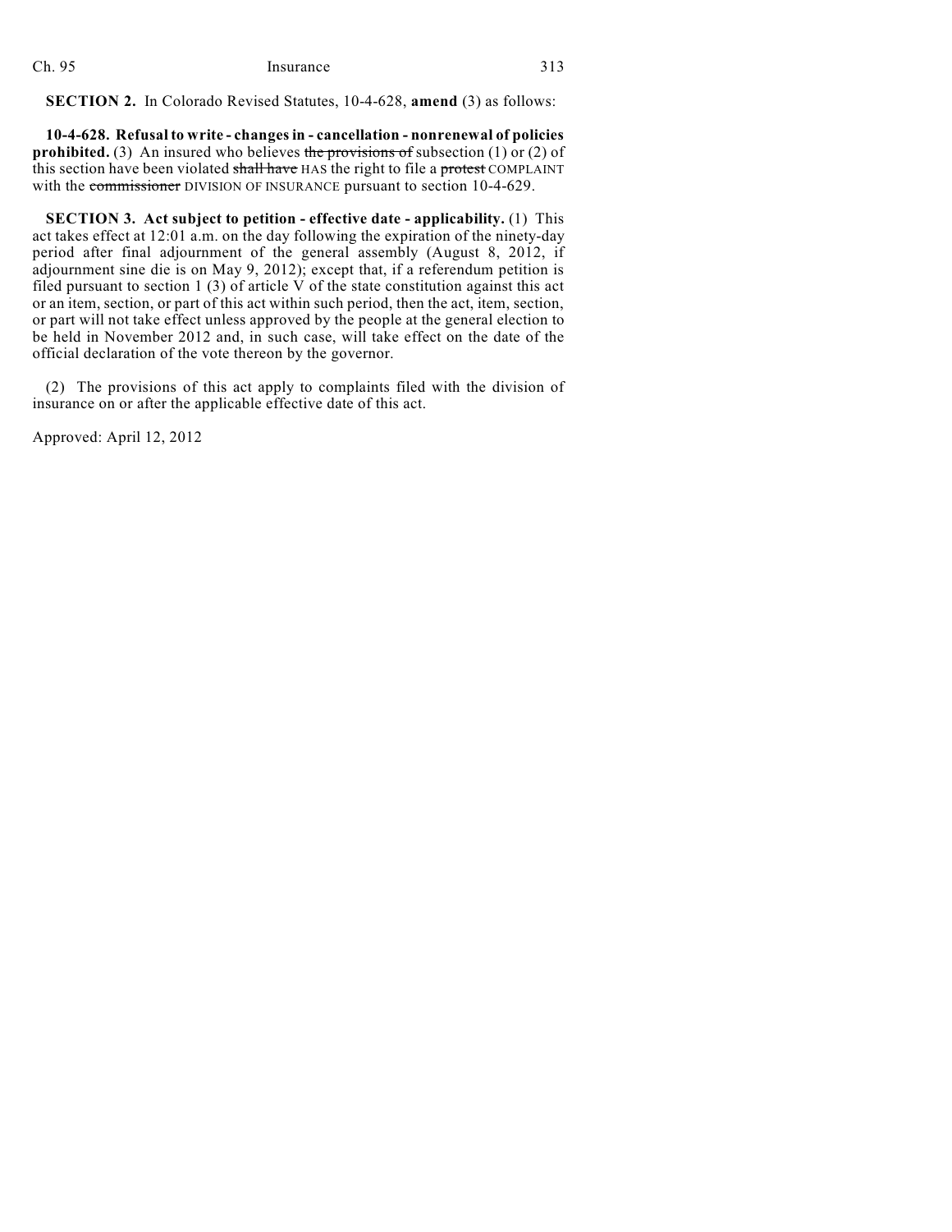**SECTION 2.** In Colorado Revised Statutes, 10-4-628, **amend** (3) as follows:

**10-4-628. Refusal to write - changes in - cancellation - nonrenewal of policies prohibited.** (3) An insured who believes ~~the provisions of~~ subsection (1) or (2) of this section have been violated ~~shall have~~ HAS the right to file a ~~protest~~ COMPLAINT with the ~~commissioner~~ DIVISION OF INSURANCE pursuant to section 10-4-629.

**SECTION 3. Act subject to petition - effective date - applicability.** (1) This act takes effect at 12:01 a.m. on the day following the expiration of the ninety-day period after final adjournment of the general assembly (August 8, 2012, if adjournment sine die is on May 9, 2012); except that, if a referendum petition is filed pursuant to section 1 (3) of article V of the state constitution against this act or an item, section, or part of this act within such period, then the act, item, section, or part will not take effect unless approved by the people at the general election to be held in November 2012 and, in such case, will take effect on the date of the official declaration of the vote thereon by the governor.

(2) The provisions of this act apply to complaints filed with the division of insurance on or after the applicable effective date of this act.

Approved: April 12, 2012